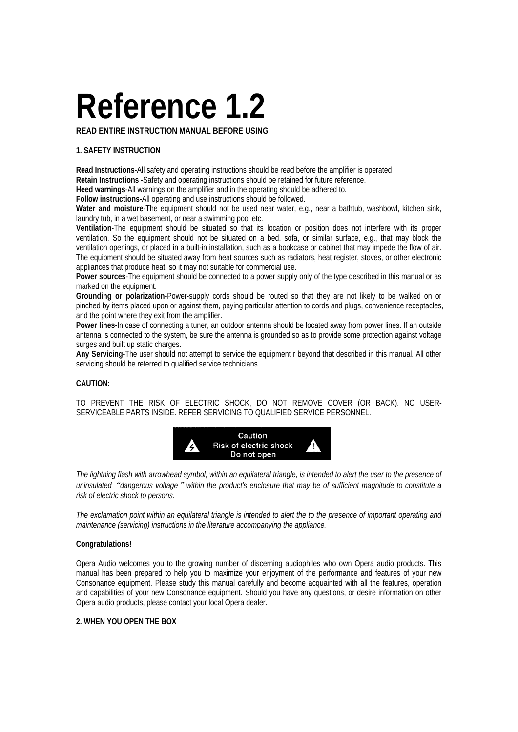# Reference 1.2

**READ ENTIRE INSTRUCTION MANUAL BEFORE USING**

## 1. SAFETY INSTRUCTION

**Read Instructions**-All safety and operating instructions should be read before the amplifier is operated
**Retain Instructions** -Safety and operating instructions should be retained for future reference.
**Heed warnings**-All warnings on the amplifier and in the operating should be adhered to.
**Follow instructions**-All operating and use instructions should be followed.
**Water and moisture**-The equipment should not be used near water, e.g., near a bathtub, washbowl, kitchen sink, laundry tub, in a wet basement, or near a swimming pool etc.
**Ventilation**-The equipment should be situated so that its location or position does not interfere with its proper ventilation. So the equipment should not be situated on a bed, sofa, or similar surface, e.g., that may block the ventilation openings, or placed in a built-in installation, such as a bookcase or cabinet that may impede the flow of air. The equipment should be situated away from heat sources such as radiators, heat register, stoves, or other electronic appliances that produce heat, so it may not suitable for commercial use.
**Power sources**-The equipment should be connected to a power supply only of the type described in this manual or as marked on the equipment.
**Grounding or polarization**-Power-supply cords should be routed so that they are not likely to be walked on or pinched by items placed upon or against them, paying particular attention to cords and plugs, convenience receptacles, and the point where they exit from the amplifier.
**Power lines**-In case of connecting a tuner, an outdoor antenna should be located away from power lines. If an outside antenna is connected to the system, be sure the antenna is grounded so as to provide some protection against voltage surges and built up static charges.
**Any Servicing**-The user should not attempt to service the equipment r beyond that described in this manual. All other servicing should be referred to qualified service technicians

**CAUTION:**

TO PREVENT THE RISK OF ELECTRIC SHOCK, DO NOT REMOVE COVER (OR BACK). NO USER-SERVICEABLE PARTS INSIDE. REFER SERVICING TO QUALIFIED SERVICE PERSONNEL.

Caution
Risk of electric shock
Do not open

*The lightning flash with arrowhead symbol, within an equilateral triangle, is intended to alert the user to the presence of uninsulated "dangerous voltage" within the product's enclosure that may be of sufficient magnitude to constitute a risk of electric shock to persons.*

*The exclamation point within an equilateral triangle is intended to alert the to the presence of important operating and maintenance (servicing) instructions in the literature accompanying the appliance.*

**Congratulations!**

Opera Audio welcomes you to the growing number of discerning audiophiles who own Opera audio products. This manual has been prepared to help you to maximize your enjoyment of the performance and features of your new Consonance equipment. Please study this manual carefully and become acquainted with all the features, operation and capabilities of your new Consonance equipment. Should you have any questions, or desire information on other Opera audio products, please contact your local Opera dealer.

## 2. WHEN YOU OPEN THE BOX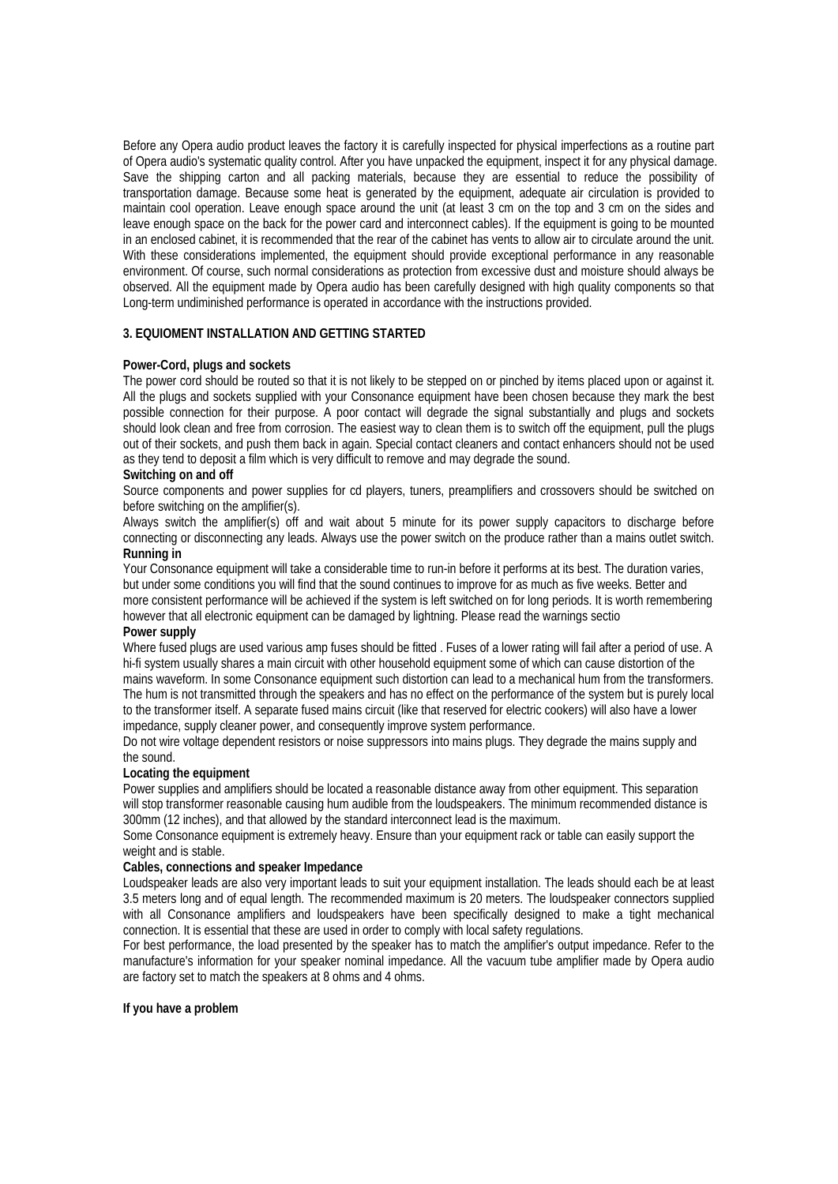Before any Opera audio product leaves the factory it is carefully inspected for physical imperfections as a routine part of Opera audio's systematic quality control. After you have unpacked the equipment, inspect it for any physical damage. Save the shipping carton and all packing materials, because they are essential to reduce the possibility of transportation damage. Because some heat is generated by the equipment, adequate air circulation is provided to maintain cool operation. Leave enough space around the unit (at least 3 cm on the top and 3 cm on the sides and leave enough space on the back for the power card and interconnect cables). If the equipment is going to be mounted in an enclosed cabinet, it is recommended that the rear of the cabinet has vents to allow air to circulate around the unit. With these considerations implemented, the equipment should provide exceptional performance in any reasonable environment. Of course, such normal considerations as protection from excessive dust and moisture should always be observed. All the equipment made by Opera audio has been carefully designed with high quality components so that Long-term undiminished performance is operated in accordance with the instructions provided.

## 3. EQUIOMENT INSTALLATION AND GETTING STARTED

**Power-Cord, plugs and sockets**

The power cord should be routed so that it is not likely to be stepped on or pinched by items placed upon or against it. All the plugs and sockets supplied with your Consonance equipment have been chosen because they mark the best possible connection for their purpose. A poor contact will degrade the signal substantially and plugs and sockets should look clean and free from corrosion. The easiest way to clean them is to switch off the equipment, pull the plugs out of their sockets, and push them back in again. Special contact cleaners and contact enhancers should not be used as they tend to deposit a film which is very difficult to remove and may degrade the sound.

**Switching on and off**

Source components and power supplies for cd players, tuners, preamplifiers and crossovers should be switched on before switching on the amplifier(s).

Always switch the amplifier(s) off and wait about 5 minute for its power supply capacitors to discharge before connecting or disconnecting any leads. Always use the power switch on the produce rather than a mains outlet switch.

**Running in**

Your Consonance equipment will take a considerable time to run-in before it performs at its best. The duration varies, but under some conditions you will find that the sound continues to improve for as much as five weeks. Better and more consistent performance will be achieved if the system is left switched on for long periods. It is worth remembering however that all electronic equipment can be damaged by lightning. Please read the warnings sectio

**Power supply**

Where fused plugs are used various amp fuses should be fitted . Fuses of a lower rating will fail after a period of use. A hi-fi system usually shares a main circuit with other household equipment some of which can cause distortion of the mains waveform. In some Consonance equipment such distortion can lead to a mechanical hum from the transformers. The hum is not transmitted through the speakers and has no effect on the performance of the system but is purely local to the transformer itself. A separate fused mains circuit (like that reserved for electric cookers) will also have a lower impedance, supply cleaner power, and consequently improve system performance.

Do not wire voltage dependent resistors or noise suppressors into mains plugs. They degrade the mains supply and the sound.

**Locating the equipment**

Power supplies and amplifiers should be located a reasonable distance away from other equipment. This separation will stop transformer reasonable causing hum audible from the loudspeakers. The minimum recommended distance is 300mm (12 inches), and that allowed by the standard interconnect lead is the maximum.

Some Consonance equipment is extremely heavy. Ensure than your equipment rack or table can easily support the weight and is stable.

**Cables, connections and speaker Impedance**

Loudspeaker leads are also very important leads to suit your equipment installation. The leads should each be at least 3.5 meters long and of equal length. The recommended maximum is 20 meters. The loudspeaker connectors supplied with all Consonance amplifiers and loudspeakers have been specifically designed to make a tight mechanical connection. It is essential that these are used in order to comply with local safety regulations.

For best performance, the load presented by the speaker has to match the amplifier's output impedance. Refer to the manufacture's information for your speaker nominal impedance. All the vacuum tube amplifier made by Opera audio are factory set to match the speakers at 8 ohms and 4 ohms.

**If you have a problem**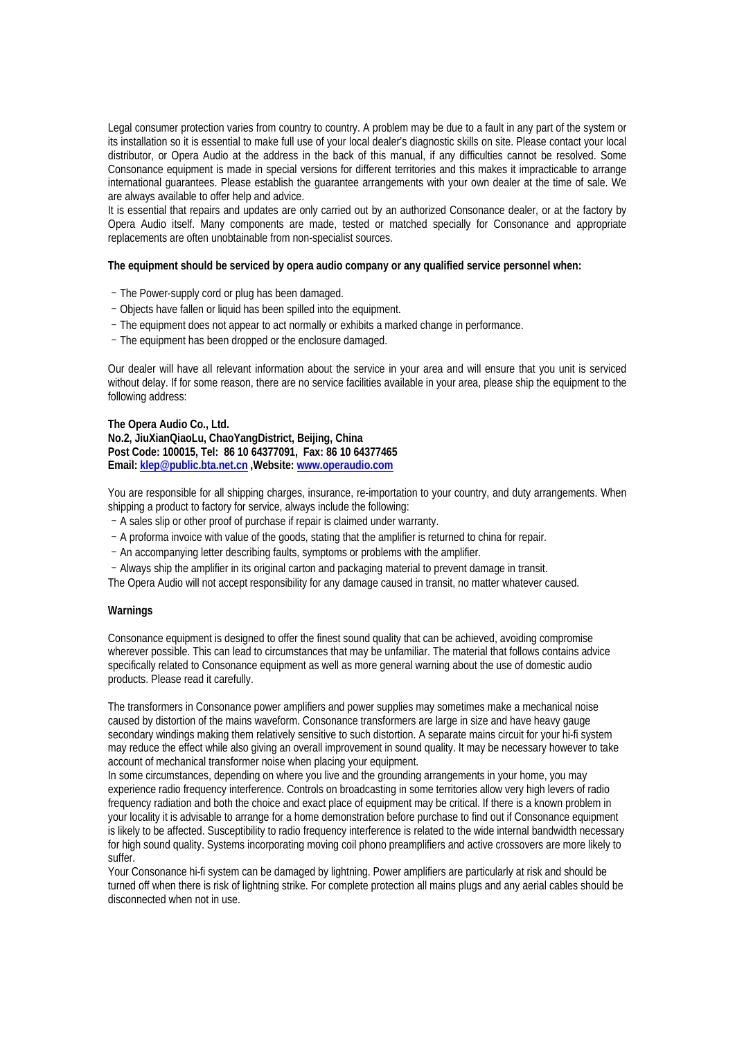Legal consumer protection varies from country to country. A problem may be due to a fault in any part of the system or its installation so it is essential to make full use of your local dealer's diagnostic skills on site. Please contact your local distributor, or Opera Audio at the address in the back of this manual, if any difficulties cannot be resolved. Some Consonance equipment is made in special versions for different territories and this makes it impracticable to arrange international guarantees. Please establish the guarantee arrangements with your own dealer at the time of sale. We are always available to offer help and advice.
It is essential that repairs and updates are only carried out by an authorized Consonance dealer, or at the factory by Opera Audio itself. Many components are made, tested or matched specially for Consonance and appropriate replacements are often unobtainable from non-specialist sources.

**The equipment should be serviced by opera audio company or any qualified service personnel when:**

－The Power-supply cord or plug has been damaged.
－Objects have fallen or liquid has been spilled into the equipment.
－The equipment does not appear to act normally or exhibits a marked change in performance.
－The equipment has been dropped or the enclosure damaged.

Our dealer will have all relevant information about the service in your area and will ensure that you unit is serviced without delay. If for some reason, there are no service facilities available in your area, please ship the equipment to the following address:

**The Opera Audio Co., Ltd.**
**No.2, JiuXianQiaoLu, ChaoYangDistrict, Beijing, China**
**Post Code: 100015, Tel: 86 10 64377091, Fax: 86 10 64377465**
**Email: klep@public.bta.net.cn ,Website: www.operaudio.com**

You are responsible for all shipping charges, insurance, re-importation to your country, and duty arrangements. When shipping a product to factory for service, always include the following:
－A sales slip or other proof of purchase if repair is claimed under warranty.
－A proforma invoice with value of the goods, stating that the amplifier is returned to china for repair.
－An accompanying letter describing faults, symptoms or problems with the amplifier.
－Always ship the amplifier in its original carton and packaging material to prevent damage in transit.
The Opera Audio will not accept responsibility for any damage caused in transit, no matter whatever caused.

**Warnings**

Consonance equipment is designed to offer the finest sound quality that can be achieved, avoiding compromise wherever possible. This can lead to circumstances that may be unfamiliar. The material that follows contains advice specifically related to Consonance equipment as well as more general warning about the use of domestic audio products. Please read it carefully.

The transformers in Consonance power amplifiers and power supplies may sometimes make a mechanical noise caused by distortion of the mains waveform. Consonance transformers are large in size and have heavy gauge secondary windings making them relatively sensitive to such distortion. A separate mains circuit for your hi-fi system may reduce the effect while also giving an overall improvement in sound quality. It may be necessary however to take account of mechanical transformer noise when placing your equipment.
In some circumstances, depending on where you live and the grounding arrangements in your home, you may experience radio frequency interference. Controls on broadcasting in some territories allow very high levers of radio frequency radiation and both the choice and exact place of equipment may be critical. If there is a known problem in your locality it is advisable to arrange for a home demonstration before purchase to find out if Consonance equipment is likely to be affected. Susceptibility to radio frequency interference is related to the wide internal bandwidth necessary for high sound quality. Systems incorporating moving coil phono preamplifiers and active crossovers are more likely to suffer.
Your Consonance hi-fi system can be damaged by lightning. Power amplifiers are particularly at risk and should be turned off when there is risk of lightning strike. For complete protection all mains plugs and any aerial cables should be disconnected when not in use.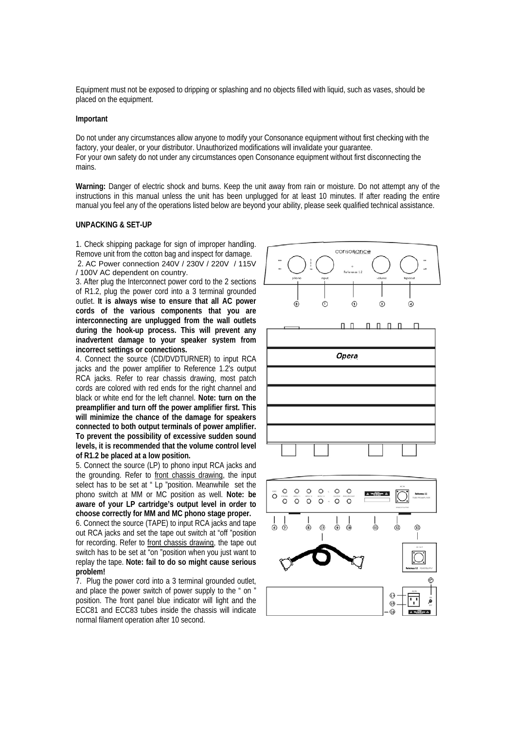Equipment must not be exposed to dripping or splashing and no objects filled with liquid, such as vases, should be placed on the equipment.

**Important**

Do not under any circumstances allow anyone to modify your Consonance equipment without first checking with the factory, your dealer, or your distributor. Unauthorized modifications will invalidate your guarantee.
For your own safety do not under any circumstances open Consonance equipment without first disconnecting the mains.

**Warning:** Danger of electric shock and burns. Keep the unit away from rain or moisture. Do not attempt any of the instructions in this manual unless the unit has been unplugged for at least 10 minutes. If after reading the entire manual you feel any of the operations listed below are beyond your ability, please seek qualified technical assistance.

**UNPACKING & SET-UP**

1. Check shipping package for sign of improper handling. Remove unit from the cotton bag and inspect for damage.
2. AC Power connection 240V / 230V / 220V / 115V / 100V AC dependent on country.
3. After plug the Interconnect power cord to the 2 sections of R1.2, plug the power cord into a 3 terminal grounded outlet. **It is always wise to ensure that all AC power cords of the various components that you are interconnecting are unplugged from the wall outlets during the hook-up process. This will prevent any inadvertent damage to your speaker system from incorrect settings or connections.**
4. Connect the source (CD/DVDTURNER) to input RCA jacks and the power amplifier to Reference 1.2's output RCA jacks. Refer to rear chassis drawing, most patch cords are colored with red ends for the right channel and black or white end for the left channel. **Note: turn on the preamplifier and turn off the power amplifier first. This will minimize the chance of the damage for speakers connected to both output terminals of power amplifier. To prevent the possibility of excessive sudden sound levels, it is recommended that the volume control level of R1.2 be placed at a low position.**
5. Connect the source (LP) to phono input RCA jacks and the grounding. Refer to front chassis drawing, the input select has to be set at " Lp "position. Meanwhile set the phono switch at MM or MC position as well. **Note: be aware of your LP cartridge's output level in order to choose correctly for MM and MC phono stage proper.**
6. Connect the source (TAPE) to input RCA jacks and tape out RCA jacks and set the tape out switch at "off "position for recording. Refer to front chassis drawing, the tape out switch has to be set at "on "position when you just want to replay the tape. **Note: fail to do so might cause serious problem!**
7. Plug the power cord into a 3 terminal grounded outlet, and place the power switch of power supply to the " on " position. The front panel blue indicator will light and the ECC81 and ECC83 tubes inside the chassis will indicate normal filament operation after 10 second.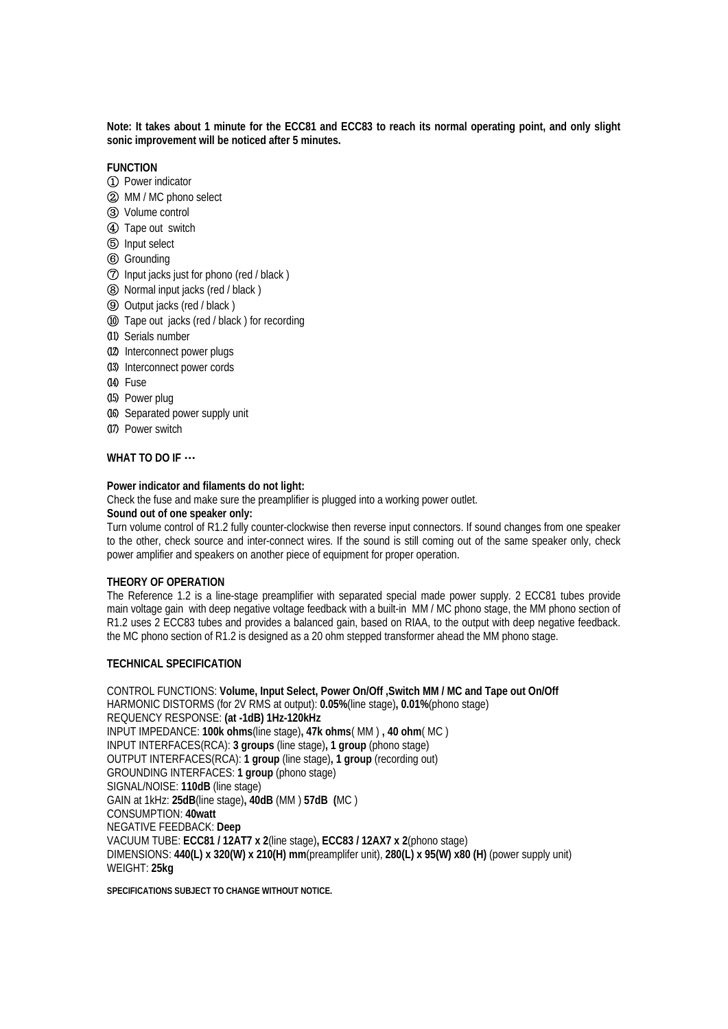**Note: It takes about 1 minute for the ECC81 and ECC83 to reach its normal operating point, and only slight sonic improvement will be noticed after 5 minutes.**

**FUNCTION**

① Power indicator
② MM / MC phono select
③ Volume control
④ Tape out switch
⑤ Input select
⑥ Grounding
⑦ Input jacks just for phono (red / black )
⑧ Normal input jacks (red / black )
⑨ Output jacks (red / black )
⑩ Tape out jacks (red / black ) for recording
⑪ Serials number
⑫ Interconnect power plugs
⑬ Interconnect power cords
⑭ Fuse
⑮ Power plug
⑯ Separated power supply unit
⑰ Power switch

**WHAT TO DO IF …**

**Power indicator and filaments do not light:**
Check the fuse and make sure the preamplifier is plugged into a working power outlet.

**Sound out of one speaker only:**
Turn volume control of R1.2 fully counter-clockwise then reverse input connectors. If sound changes from one speaker to the other, check source and inter-connect wires. If the sound is still coming out of the same speaker only, check power amplifier and speakers on another piece of equipment for proper operation.

**THEORY OF OPERATION**

The Reference 1.2 is a line-stage preamplifier with separated special made power supply. 2 ECC81 tubes provide main voltage gain with deep negative voltage feedback with a built-in MM / MC phono stage, the MM phono section of R1.2 uses 2 ECC83 tubes and provides a balanced gain, based on RIAA, to the output with deep negative feedback. the MC phono section of R1.2 is designed as a 20 ohm stepped transformer ahead the MM phono stage.

**TECHNICAL SPECIFICATION**

CONTROL FUNCTIONS: **Volume, Input Select, Power On/Off ,Switch MM / MC and Tape out On/Off**
HARMONIC DISTORMS (for 2V RMS at output): **0.05%**(line stage)**, 0.01%**(phono stage)
REQUENCY RESPONSE: **(at -1dB) 1Hz-120kHz**
INPUT IMPEDANCE: **100k ohms**(line stage)**, 47k ohms**( MM ) **, 40 ohm**( MC )
INPUT INTERFACES(RCA): **3 groups** (line stage)**, 1 group** (phono stage)
OUTPUT INTERFACES(RCA): **1 group** (line stage)**, 1 group** (recording out)
GROUNDING INTERFACES: **1 group** (phono stage)
SIGNAL/NOISE: **110dB** (line stage)
GAIN at 1kHz: **25dB**(line stage)**, 40dB** (MM ) **57dB (**MC )
CONSUMPTION: **40watt**
NEGATIVE FEEDBACK: **Deep**
VACUUM TUBE: **ECC81 / 12AT7 x 2**(line stage)**, ECC83 / 12AX7 x 2**(phono stage)
DIMENSIONS: **440(L) x 320(W) x 210(H) mm**(preamplifer unit), **280(L) x 95(W) x80 (H)** (power supply unit)
WEIGHT: **25kg**

**SPECIFICATIONS SUBJECT TO CHANGE WITHOUT NOTICE.**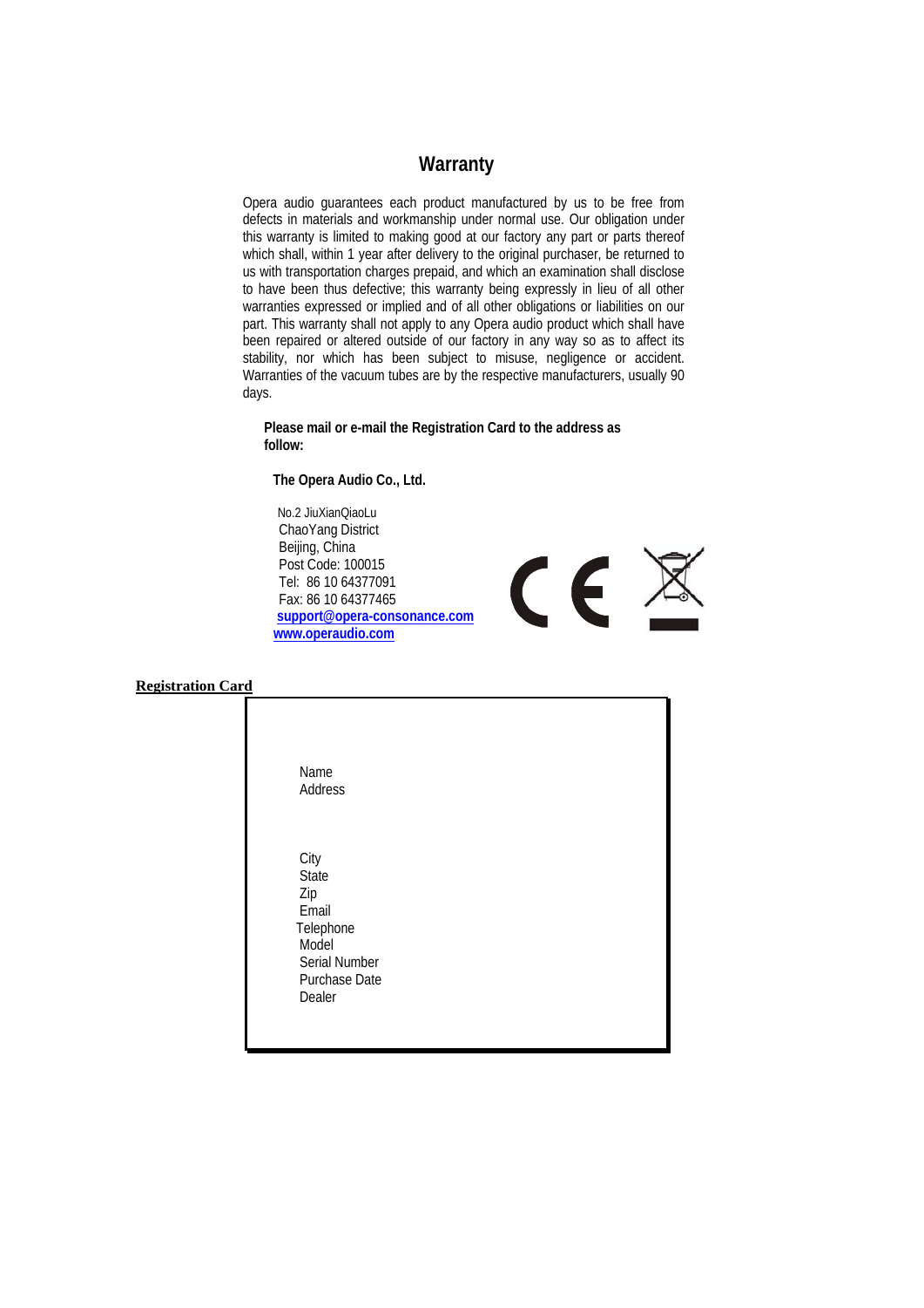# Warranty

Opera audio guarantees each product manufactured by us to be free from defects in materials and workmanship under normal use. Our obligation under this warranty is limited to making good at our factory any part or parts thereof which shall, within 1 year after delivery to the original purchaser, be returned to us with transportation charges prepaid, and which an examination shall disclose to have been thus defective; this warranty being expressly in lieu of all other warranties expressed or implied and of all other obligations or liabilities on our part. This warranty shall not apply to any Opera audio product which shall have been repaired or altered outside of our factory in any way so as to affect its stability, nor which has been subject to misuse, negligence or accident. Warranties of the vacuum tubes are by the respective manufacturers, usually 90 days.

**Please mail or e-mail the Registration Card to the address as follow:**

**The Opera Audio Co., Ltd.**

No.2 JiuXianQiaoLu
ChaoYang District
Beijing, China
Post Code: 100015
Tel: 86 10 64377091
Fax: 86 10 64377465
**support@opera-consonance.com**
**www.operaudio.com**

**Registration Card**

Name
Address

City
State
Zip
Email
Telephone
Model
Serial Number
Purchase Date
Dealer